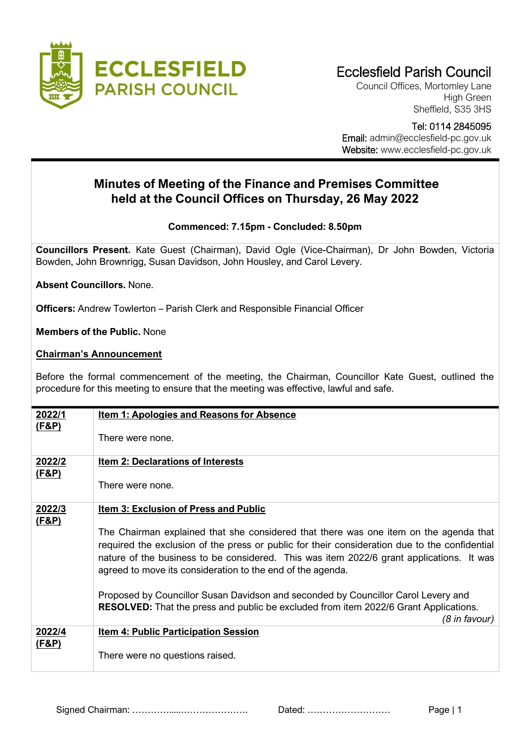ECCLESFIELD PARISH COUNCIL

Ecclesfield Parish Council
Council Offices, Mortomley Lane
High Green
Sheffield, S35 3HS

Tel: 0114 2845095
Email: admin@ecclesfield-pc.gov.uk
Website: www.ecclesfield-pc.gov.uk

# Minutes of Meeting of the Finance and Premises Committee held at the Council Offices on Thursday, 26 May 2022

**Commenced: 7.15pm - Concluded: 8.50pm**

**Councillors Present.** Kate Guest (Chairman), David Ogle (Vice-Chairman), Dr John Bowden, Victoria Bowden, John Brownrigg, Susan Davidson, John Housley, and Carol Levery.

**Absent Councillors.** None.

**Officers:** Andrew Towlerton – Parish Clerk and Responsible Financial Officer

**Members of the Public.** None

**Chairman's Announcement**

Before the formal commencement of the meeting, the Chairman, Councillor Kate Guest, outlined the procedure for this meeting to ensure that the meeting was effective, lawful and safe.

| | |
|---|---|
| **2022/1 (F&P)** | **Item 1: Apologies and Reasons for Absence**<br><br>There were none. |
| **2022/2 (F&P)** | **Item 2: Declarations of Interests**<br><br>There were none. |
| **2022/3 (F&P)** | **Item 3: Exclusion of Press and Public**<br><br>The Chairman explained that she considered that there was one item on the agenda that required the exclusion of the press or public for their consideration due to the confidential nature of the business to be considered. This was item 2022/6 grant applications. It was agreed to move its consideration to the end of the agenda.<br><br>Proposed by Councillor Susan Davidson and seconded by Councillor Carol Levery and **RESOLVED:** That the press and public be excluded from item 2022/6 Grant Applications. *(8 in favour)* |
| **2022/4 (F&P)** | **Item 4: Public Participation Session**<br><br>There were no questions raised. |

Signed Chairman: …………....…………………. Dated: ………………………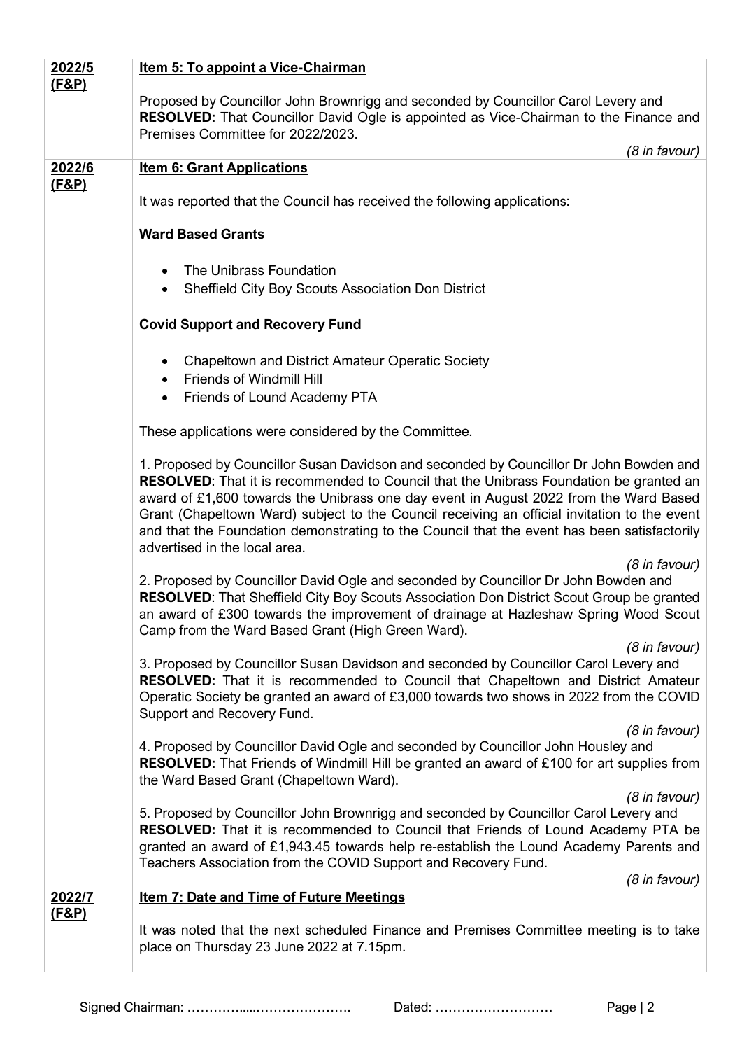| | |
|---|---|
| **2022/5 (F&P)** | **Item 5: To appoint a Vice-Chairman**<br><br>Proposed by Councillor John Brownrigg and seconded by Councillor Carol Levery and **RESOLVED:** That Councillor David Ogle is appointed as Vice-Chairman to the Finance and Premises Committee for 2022/2023.<br>*(8 in favour)* |
| **2022/6 (F&P)** | **Item 6: Grant Applications**<br><br>It was reported that the Council has received the following applications:<br><br>**Ward Based Grants**<br><br>• The Unibrass Foundation<br>• Sheffield City Boy Scouts Association Don District<br><br>**Covid Support and Recovery Fund**<br><br>• Chapeltown and District Amateur Operatic Society<br>• Friends of Windmill Hill<br>• Friends of Lound Academy PTA<br><br>These applications were considered by the Committee.<br><br>1. Proposed by Councillor Susan Davidson and seconded by Councillor Dr John Bowden and **RESOLVED**: That it is recommended to Council that the Unibrass Foundation be granted an award of £1,600 towards the Unibrass one day event in August 2022 from the Ward Based Grant (Chapeltown Ward) subject to the Council receiving an official invitation to the event and that the Foundation demonstrating to the Council that the event has been satisfactorily advertised in the local area.<br>*(8 in favour)*<br>2. Proposed by Councillor David Ogle and seconded by Councillor Dr John Bowden and **RESOLVED**: That Sheffield City Boy Scouts Association Don District Scout Group be granted an award of £300 towards the improvement of drainage at Hazleshaw Spring Wood Scout Camp from the Ward Based Grant (High Green Ward).<br>*(8 in favour)*<br>3. Proposed by Councillor Susan Davidson and seconded by Councillor Carol Levery and **RESOLVED:** That it is recommended to Council that Chapeltown and District Amateur Operatic Society be granted an award of £3,000 towards two shows in 2022 from the COVID Support and Recovery Fund.<br>*(8 in favour)*<br>4. Proposed by Councillor David Ogle and seconded by Councillor John Housley and **RESOLVED:** That Friends of Windmill Hill be granted an award of £100 for art supplies from the Ward Based Grant (Chapeltown Ward).<br>*(8 in favour)*<br>5. Proposed by Councillor John Brownrigg and seconded by Councillor Carol Levery and **RESOLVED:** That it is recommended to Council that Friends of Lound Academy PTA be granted an award of £1,943.45 towards help re-establish the Lound Academy Parents and Teachers Association from the COVID Support and Recovery Fund.<br>*(8 in favour)* |
| **2022/7 (F&P)** | **Item 7: Date and Time of Future Meetings**<br><br>It was noted that the next scheduled Finance and Premises Committee meeting is to take place on Thursday 23 June 2022 at 7.15pm. |

Signed Chairman: ……………....…………………. Dated: ………………………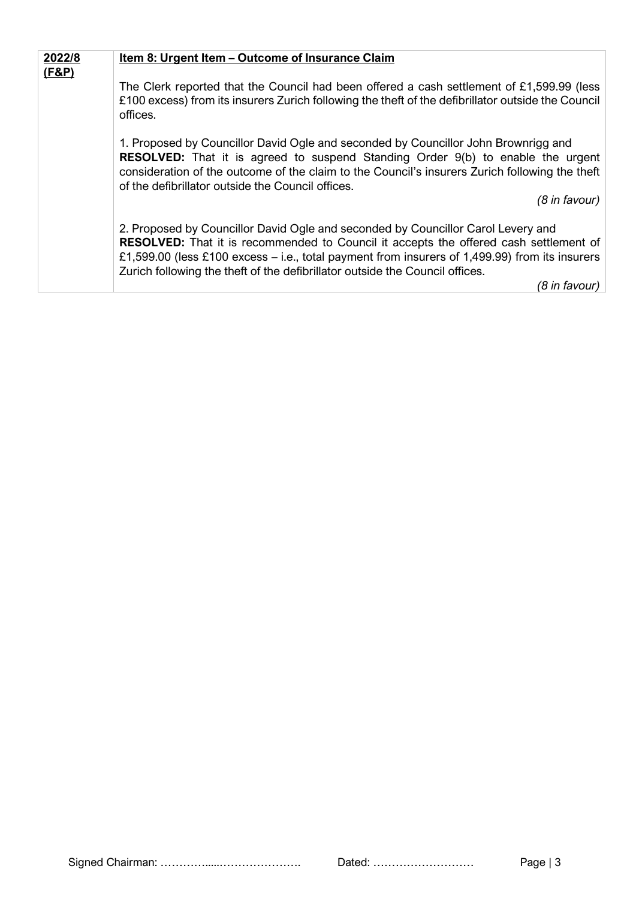| | |
|---|---|
| **2022/8 (F&P)** | **Item 8: Urgent Item – Outcome of Insurance Claim**<br><br>The Clerk reported that the Council had been offered a cash settlement of £1,599.99 (less £100 excess) from its insurers Zurich following the theft of the defibrillator outside the Council offices.<br><br>1. Proposed by Councillor David Ogle and seconded by Councillor John Brownrigg and **RESOLVED:** That it is agreed to suspend Standing Order 9(b) to enable the urgent consideration of the outcome of the claim to the Council's insurers Zurich following the theft of the defibrillator outside the Council offices.<br>*(8 in favour)*<br><br>2. Proposed by Councillor David Ogle and seconded by Councillor Carol Levery and **RESOLVED:** That it is recommended to Council it accepts the offered cash settlement of £1,599.00 (less £100 excess – i.e., total payment from insurers of 1,499.99) from its insurers Zurich following the theft of the defibrillator outside the Council offices.<br>*(8 in favour)* |

Signed Chairman: …………....…………………. Dated: ………………………